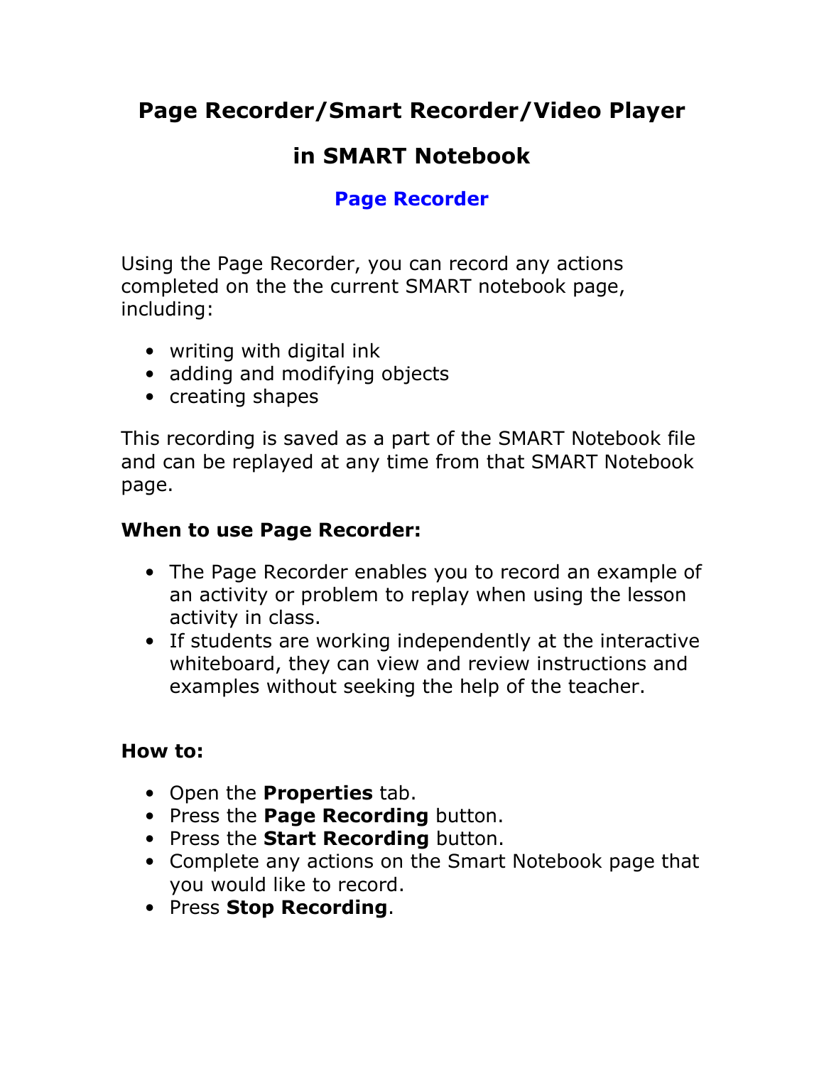# Page Recorder/Smart Recorder/Video Player in SMART Notebook

## Page Recorder

Using the Page Recorder, you can record any actions completed on the the current SMART notebook page, including:

- writing with digital ink
- adding and modifying objects
- creating shapes

This recording is saved as a part of the SMART Notebook file and can be replayed at any time from that SMART Notebook page.

**When to use Page Recorder:**

- The Page Recorder enables you to record an example of an activity or problem to replay when using the lesson activity in class.
- If students are working independently at the interactive whiteboard, they can view and review instructions and examples without seeking the help of the teacher.

**How to:**

- Open the **Properties** tab.
- Press the **Page Recording** button.
- Press the **Start Recording** button.
- Complete any actions on the Smart Notebook page that you would like to record.
- Press **Stop Recording**.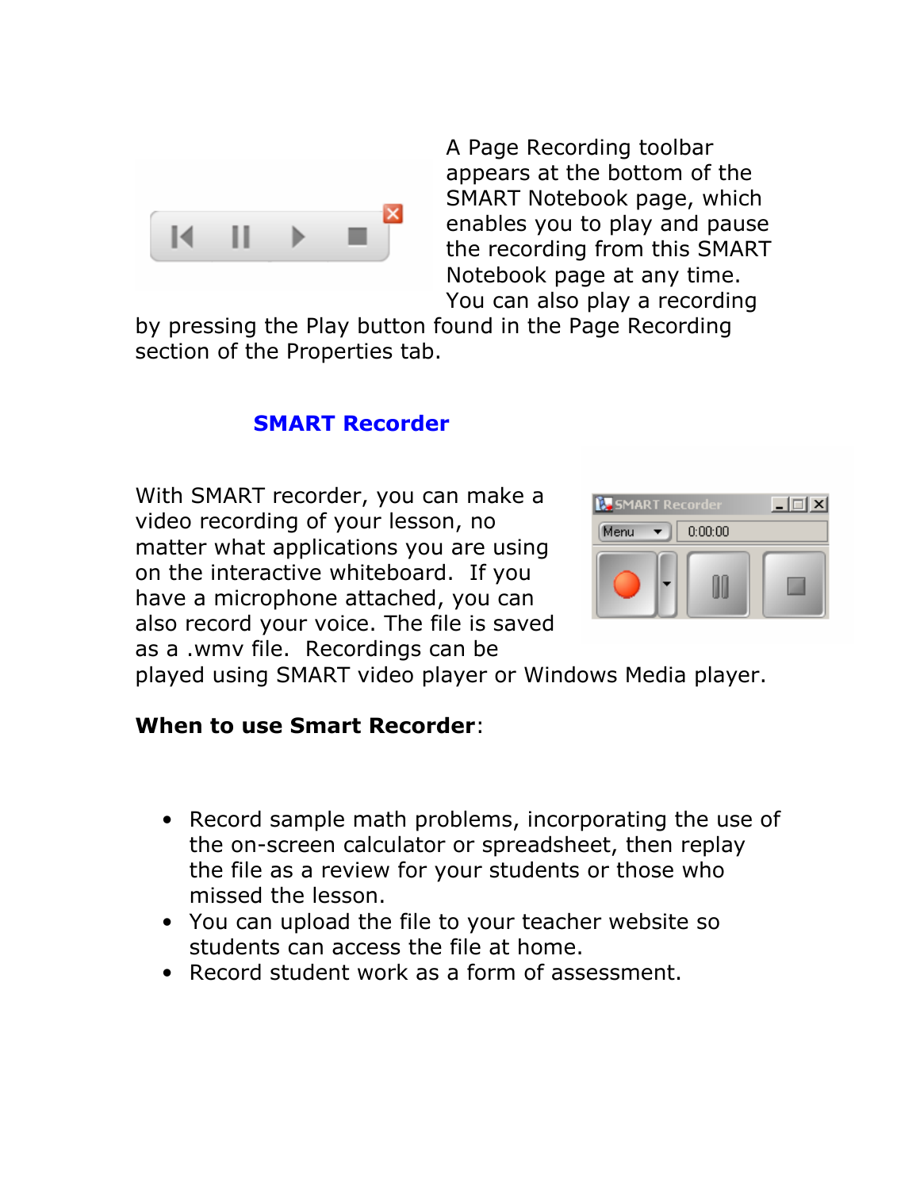A Page Recording toolbar appears at the bottom of the SMART Notebook page, which enables you to play and pause the recording from this SMART Notebook page at any time. You can also play a recording by pressing the Play button found in the Page Recording section of the Properties tab.

## SMART Recorder

With SMART recorder, you can make a video recording of your lesson, no matter what applications you are using on the interactive whiteboard. If you have a microphone attached, you can also record your voice. The file is saved as a .wmv file. Recordings can be played using SMART video player or Windows Media player.

**When to use Smart Recorder**:

- Record sample math problems, incorporating the use of the on-screen calculator or spreadsheet, then replay the file as a review for your students or those who missed the lesson.
- You can upload the file to your teacher website so students can access the file at home.
- Record student work as a form of assessment.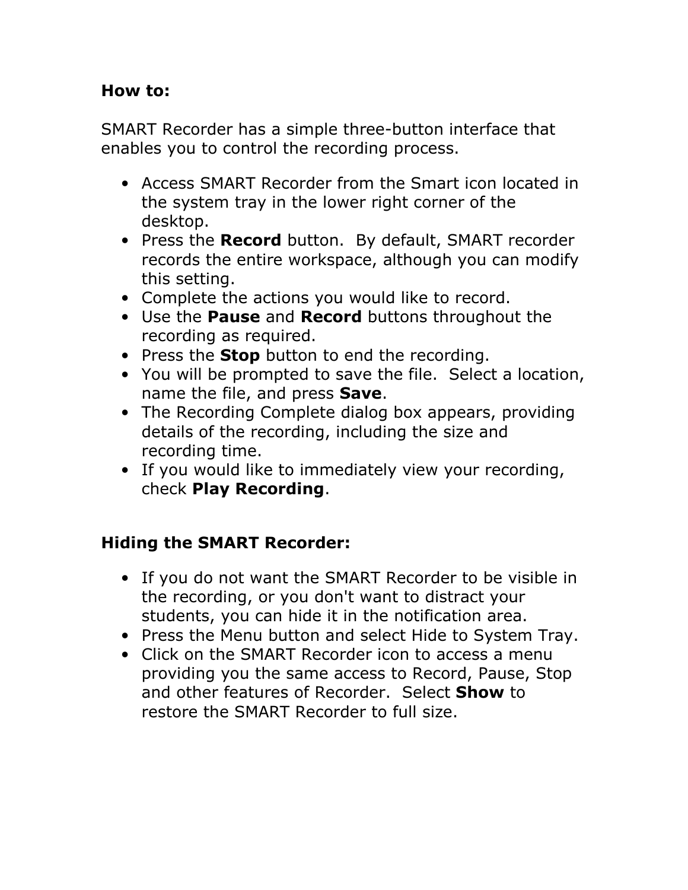**How to:**

SMART Recorder has a simple three-button interface that enables you to control the recording process.

- Access SMART Recorder from the Smart icon located in the system tray in the lower right corner of the desktop.
- Press the **Record** button. By default, SMART recorder records the entire workspace, although you can modify this setting.
- Complete the actions you would like to record.
- Use the **Pause** and **Record** buttons throughout the recording as required.
- Press the **Stop** button to end the recording.
- You will be prompted to save the file. Select a location, name the file, and press **Save**.
- The Recording Complete dialog box appears, providing details of the recording, including the size and recording time.
- If you would like to immediately view your recording, check **Play Recording**.

**Hiding the SMART Recorder:**

- If you do not want the SMART Recorder to be visible in the recording, or you don't want to distract your students, you can hide it in the notification area.
- Press the Menu button and select Hide to System Tray.
- Click on the SMART Recorder icon to access a menu providing you the same access to Record, Pause, Stop and other features of Recorder. Select **Show** to restore the SMART Recorder to full size.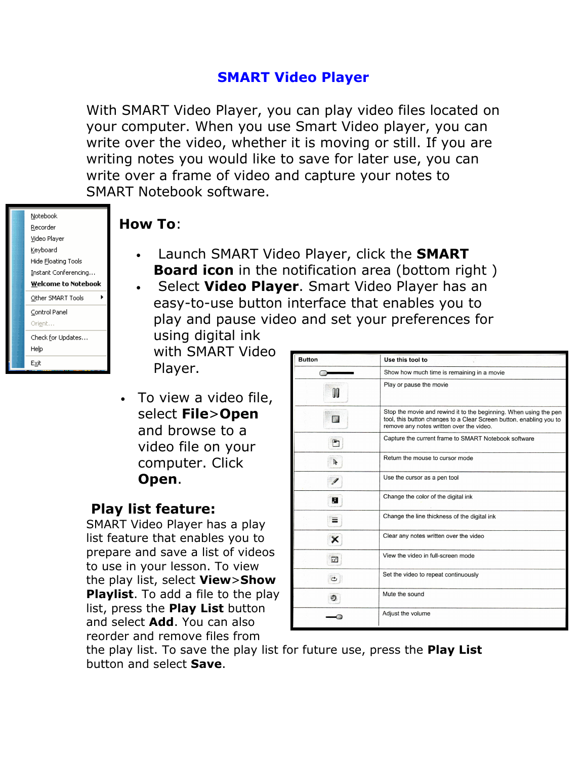# SMART Video Player

With SMART Video Player, you can play video files located on your computer. When you use Smart Video player, you can write over the video, whether it is moving or still. If you are writing notes you would like to save for later use, you can write over a frame of video and capture your notes to SMART Notebook software.

Notebook
Recorder
Video Player
Keyboard
Hide Floating Tools
Instant Conferencing...
**Welcome to Notebook**
Other SMART Tools
Control Panel
Orient...
Check for Updates...
Help
Exit

## How To:

- Launch SMART Video Player, click the **SMART Board icon** in the notification area (bottom right )
- Select **Video Player**. Smart Video Player has an easy-to-use button interface that enables you to play and pause video and set your preferences for using digital ink with SMART Video Player.
- To view a video file, select **File**>**Open** and browse to a video file on your computer. Click **Open**.

| Button | Use this tool to |
|---|---|
| | Show how much time is remaining in a movie |
| | Play or pause the movie |
| | Stop the movie and rewind it to the beginning. When using the pen tool, this button changes to a Clear Screen button, enabling you to remove any notes written over the video. |
| | Capture the current frame to SMART Notebook software |
| | Return the mouse to cursor mode |
| | Use the cursor as a pen tool |
| | Change the color of the digital ink |
| | Change the line thickness of the digital ink |
| | Clear any notes written over the video |
| | View the video in full-screen mode |
| | Set the video to repeat continuously |
| | Mute the sound |
| | Adjust the volume |

## Play list feature:

SMART Video Player has a play list feature that enables you to prepare and save a list of videos to use in your lesson. To view the play list, select **View**>**Show Playlist**. To add a file to the play list, press the **Play List** button and select **Add**. You can also reorder and remove files from the play list. To save the play list for future use, press the **Play List** button and select **Save**.